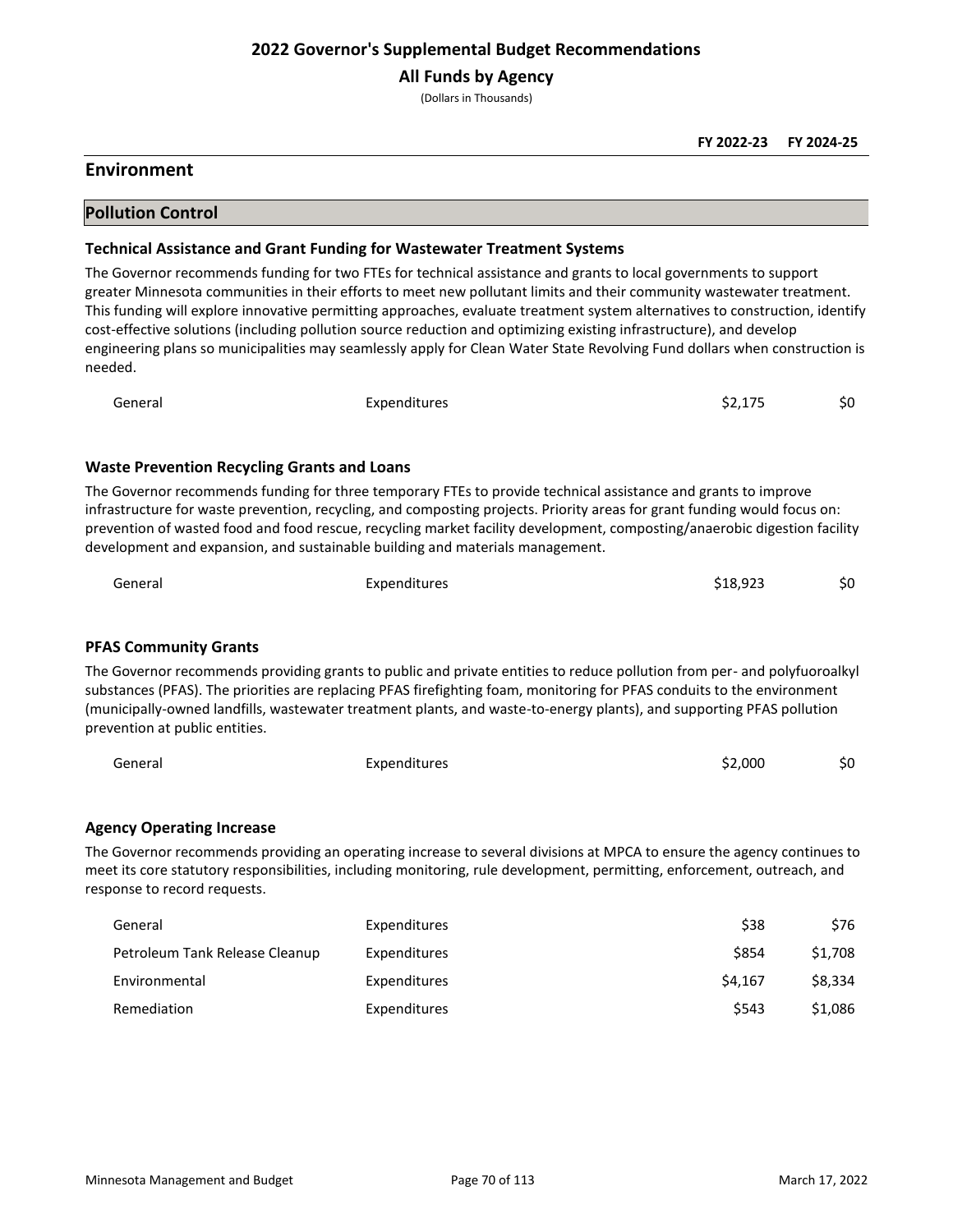# 2022 Governor's Supplemental Budget Recommendations

## All Funds by Agency

(Dollars in Thousands)

## Environment

### Pollution Control

#### Technical Assistance and Grant Funding for Wastewater Treatment Systems

The Governor recommends funding for two FTEs for technical assistance and grants to local governments to support greater Minnesota communities in their efforts to meet new pollutant limits and their community wastewater treatment. This funding will explore innovative permitting approaches, evaluate treatment system alternatives to construction, identify cost-effective solutions (including pollution source reduction and optimizing existing infrastructure), and develop engineering plans so municipalities may seamlessly apply for Clean Water State Revolving Fund dollars when construction is needed.

| Fund | Type | FY 2022-23 | FY 2024-25 |
|---|---|---|---|
| General | Expenditures | $2,175 | $0 |

#### Waste Prevention Recycling Grants and Loans

The Governor recommends funding for three temporary FTEs to provide technical assistance and grants to improve infrastructure for waste prevention, recycling, and composting projects. Priority areas for grant funding would focus on: prevention of wasted food and food rescue, recycling market facility development, composting/anaerobic digestion facility development and expansion, and sustainable building and materials management.

| Fund | Type | FY 2022-23 | FY 2024-25 |
|---|---|---|---|
| General | Expenditures | $18,923 | $0 |

#### PFAS Community Grants

The Governor recommends providing grants to public and private entities to reduce pollution from per- and polyfuoroalkyl substances (PFAS). The priorities are replacing PFAS firefighting foam, monitoring for PFAS conduits to the environment (municipally-owned landfills, wastewater treatment plants, and waste-to-energy plants), and supporting PFAS pollution prevention at public entities.

| Fund | Type | FY 2022-23 | FY 2024-25 |
|---|---|---|---|
| General | Expenditures | $2,000 | $0 |

#### Agency Operating Increase

The Governor recommends providing an operating increase to several divisions at MPCA to ensure the agency continues to meet its core statutory responsibilities, including monitoring, rule development, permitting, enforcement, outreach, and response to record requests.

| Fund | Type | FY 2022-23 | FY 2024-25 |
|---|---|---|---|
| General | Expenditures | $38 | $76 |
| Petroleum Tank Release Cleanup | Expenditures | $854 | $1,708 |
| Environmental | Expenditures | $4,167 | $8,334 |
| Remediation | Expenditures | $543 | $1,086 |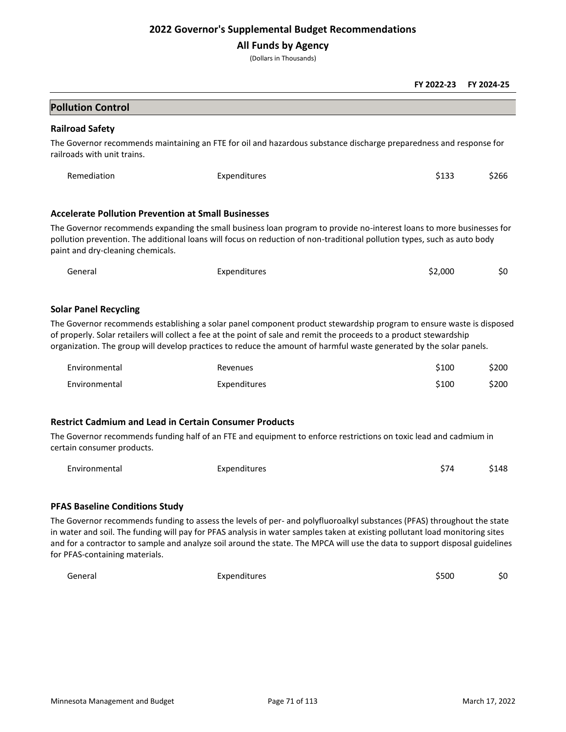# 2022 Governor's Supplemental Budget Recommendations

## All Funds by Agency

(Dollars in Thousands)

| | | FY 2022-23 | FY 2024-25 |
|---|---|---|---|

## Pollution Control

### Railroad Safety

The Governor recommends maintaining an FTE for oil and hazardous substance discharge preparedness and response for railroads with unit trains.

| Fund | Type | FY 2022-23 | FY 2024-25 |
|---|---|---|---|
| Remediation | Expenditures | $133 | $266 |

### Accelerate Pollution Prevention at Small Businesses

The Governor recommends expanding the small business loan program to provide no-interest loans to more businesses for pollution prevention. The additional loans will focus on reduction of non-traditional pollution types, such as auto body paint and dry-cleaning chemicals.

| Fund | Type | FY 2022-23 | FY 2024-25 |
|---|---|---|---|
| General | Expenditures | $2,000 | $0 |

### Solar Panel Recycling

The Governor recommends establishing a solar panel component product stewardship program to ensure waste is disposed of properly. Solar retailers will collect a fee at the point of sale and remit the proceeds to a product stewardship organization. The group will develop practices to reduce the amount of harmful waste generated by the solar panels.

| Fund | Type | FY 2022-23 | FY 2024-25 |
|---|---|---|---|
| Environmental | Revenues | $100 | $200 |
| Environmental | Expenditures | $100 | $200 |

### Restrict Cadmium and Lead in Certain Consumer Products

The Governor recommends funding half of an FTE and equipment to enforce restrictions on toxic lead and cadmium in certain consumer products.

| Fund | Type | FY 2022-23 | FY 2024-25 |
|---|---|---|---|
| Environmental | Expenditures | $74 | $148 |

### PFAS Baseline Conditions Study

The Governor recommends funding to assess the levels of per- and polyfluoroalkyl substances (PFAS) throughout the state in water and soil. The funding will pay for PFAS analysis in water samples taken at existing pollutant load monitoring sites and for a contractor to sample and analyze soil around the state. The MPCA will use the data to support disposal guidelines for PFAS-containing materials.

| Fund | Type | FY 2022-23 | FY 2024-25 |
|---|---|---|---|
| General | Expenditures | $500 | $0 |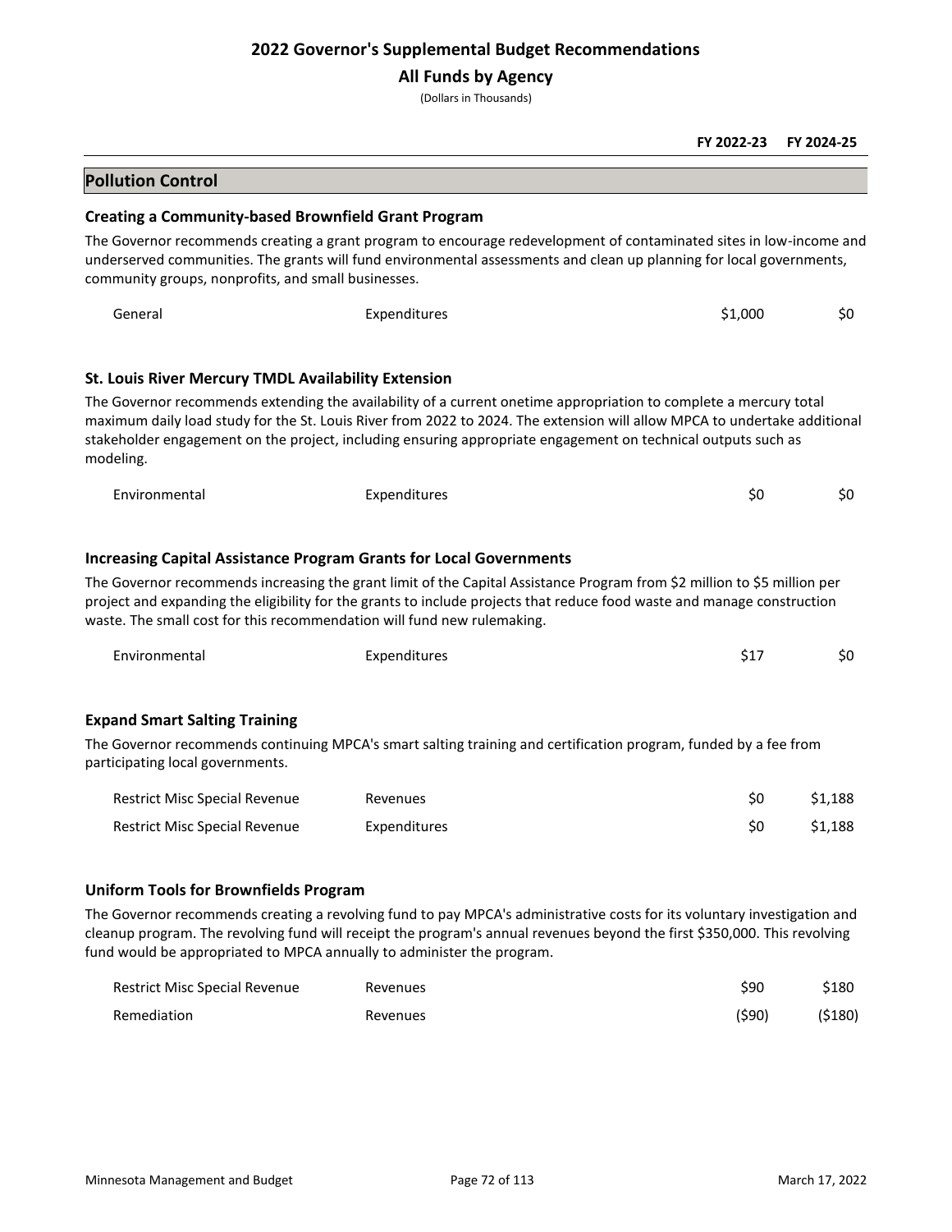# 2022 Governor's Supplemental Budget Recommendations

## All Funds by Agency

(Dollars in Thousands)

## Pollution Control

### Creating a Community-based Brownfield Grant Program

The Governor recommends creating a grant program to encourage redevelopment of contaminated sites in low-income and underserved communities. The grants will fund environmental assessments and clean up planning for local governments, community groups, nonprofits, and small businesses.

| Fund | Type | FY 2022-23 | FY 2024-25 |
|---|---|---|---|
| General | Expenditures | $1,000 | $0 |

### St. Louis River Mercury TMDL Availability Extension

The Governor recommends extending the availability of a current onetime appropriation to complete a mercury total maximum daily load study for the St. Louis River from 2022 to 2024. The extension will allow MPCA to undertake additional stakeholder engagement on the project, including ensuring appropriate engagement on technical outputs such as modeling.

| Fund | Type | FY 2022-23 | FY 2024-25 |
|---|---|---|---|
| Environmental | Expenditures | $0 | $0 |

### Increasing Capital Assistance Program Grants for Local Governments

The Governor recommends increasing the grant limit of the Capital Assistance Program from $2 million to $5 million per project and expanding the eligibility for the grants to include projects that reduce food waste and manage construction waste. The small cost for this recommendation will fund new rulemaking.

| Fund | Type | FY 2022-23 | FY 2024-25 |
|---|---|---|---|
| Environmental | Expenditures | $17 | $0 |

### Expand Smart Salting Training

The Governor recommends continuing MPCA's smart salting training and certification program, funded by a fee from participating local governments.

| Fund | Type | FY 2022-23 | FY 2024-25 |
|---|---|---|---|
| Restrict Misc Special Revenue | Revenues | $0 | $1,188 |
| Restrict Misc Special Revenue | Expenditures | $0 | $1,188 |

### Uniform Tools for Brownfields Program

The Governor recommends creating a revolving fund to pay MPCA's administrative costs for its voluntary investigation and cleanup program. The revolving fund will receipt the program's annual revenues beyond the first $350,000. This revolving fund would be appropriated to MPCA annually to administer the program.

| Fund | Type | FY 2022-23 | FY 2024-25 |
|---|---|---|---|
| Restrict Misc Special Revenue | Revenues | $90 | $180 |
| Remediation | Revenues | ($90) | ($180) |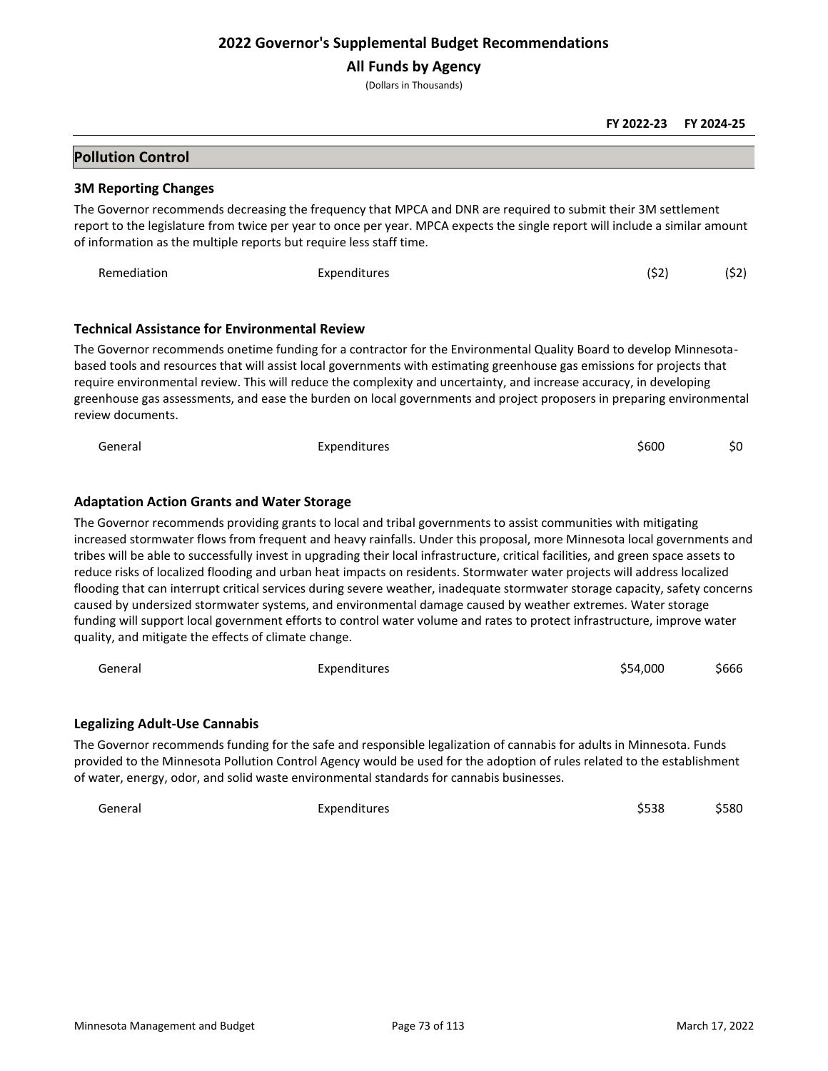# 2022 Governor's Supplemental Budget Recommendations

## All Funds by Agency

(Dollars in Thousands)

| | | FY 2022-23 | FY 2024-25 |
|---|---|---|---|

## Pollution Control

### 3M Reporting Changes

The Governor recommends decreasing the frequency that MPCA and DNR are required to submit their 3M settlement report to the legislature from twice per year to once per year. MPCA expects the single report will include a similar amount of information as the multiple reports but require less staff time.

| | | FY 2022-23 | FY 2024-25 |
|---|---|---|---|
| Remediation | Expenditures | ($2) | ($2) |

### Technical Assistance for Environmental Review

The Governor recommends onetime funding for a contractor for the Environmental Quality Board to develop Minnesota-based tools and resources that will assist local governments with estimating greenhouse gas emissions for projects that require environmental review. This will reduce the complexity and uncertainty, and increase accuracy, in developing greenhouse gas assessments, and ease the burden on local governments and project proposers in preparing environmental review documents.

| | | FY 2022-23 | FY 2024-25 |
|---|---|---|---|
| General | Expenditures | $600 | $0 |

### Adaptation Action Grants and Water Storage

The Governor recommends providing grants to local and tribal governments to assist communities with mitigating increased stormwater flows from frequent and heavy rainfalls. Under this proposal, more Minnesota local governments and tribes will be able to successfully invest in upgrading their local infrastructure, critical facilities, and green space assets to reduce risks of localized flooding and urban heat impacts on residents. Stormwater water projects will address localized flooding that can interrupt critical services during severe weather, inadequate stormwater storage capacity, safety concerns caused by undersized stormwater systems, and environmental damage caused by weather extremes. Water storage funding will support local government efforts to control water volume and rates to protect infrastructure, improve water quality, and mitigate the effects of climate change.

| | | FY 2022-23 | FY 2024-25 |
|---|---|---|---|
| General | Expenditures | $54,000 | $666 |

### Legalizing Adult-Use Cannabis

The Governor recommends funding for the safe and responsible legalization of cannabis for adults in Minnesota. Funds provided to the Minnesota Pollution Control Agency would be used for the adoption of rules related to the establishment of water, energy, odor, and solid waste environmental standards for cannabis businesses.

| | | FY 2022-23 | FY 2024-25 |
|---|---|---|---|
| General | Expenditures | $538 | $580 |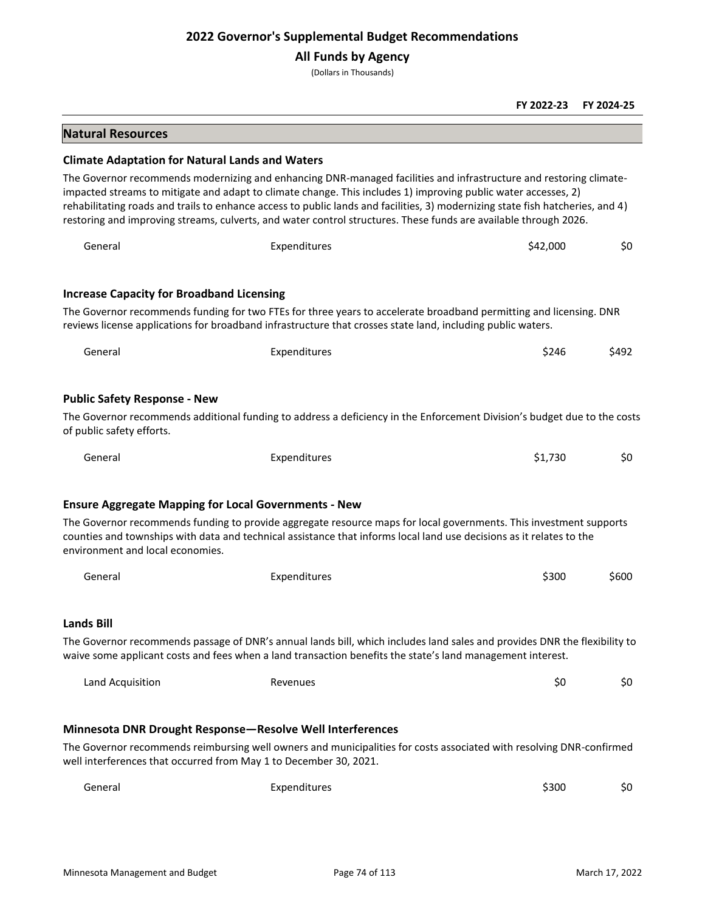# 2022 Governor's Supplemental Budget Recommendations

## All Funds by Agency

(Dollars in Thousands)

| | | FY 2022-23 | FY 2024-25 |
|---|---|---|---|

## Natural Resources

### Climate Adaptation for Natural Lands and Waters

The Governor recommends modernizing and enhancing DNR-managed facilities and infrastructure and restoring climate-impacted streams to mitigate and adapt to climate change. This includes 1) improving public water accesses, 2) rehabilitating roads and trails to enhance access to public lands and facilities, 3) modernizing state fish hatcheries, and 4) restoring and improving streams, culverts, and water control structures. These funds are available through 2026.

| | | FY 2022-23 | FY 2024-25 |
|---|---|---|---|
| General | Expenditures | $42,000 | $0 |

### Increase Capacity for Broadband Licensing

The Governor recommends funding for two FTEs for three years to accelerate broadband permitting and licensing. DNR reviews license applications for broadband infrastructure that crosses state land, including public waters.

| | | FY 2022-23 | FY 2024-25 |
|---|---|---|---|
| General | Expenditures | $246 | $492 |

### Public Safety Response - New

The Governor recommends additional funding to address a deficiency in the Enforcement Division's budget due to the costs of public safety efforts.

| | | FY 2022-23 | FY 2024-25 |
|---|---|---|---|
| General | Expenditures | $1,730 | $0 |

### Ensure Aggregate Mapping for Local Governments - New

The Governor recommends funding to provide aggregate resource maps for local governments. This investment supports counties and townships with data and technical assistance that informs local land use decisions as it relates to the environment and local economies.

| | | FY 2022-23 | FY 2024-25 |
|---|---|---|---|
| General | Expenditures | $300 | $600 |

### Lands Bill

The Governor recommends passage of DNR's annual lands bill, which includes land sales and provides DNR the flexibility to waive some applicant costs and fees when a land transaction benefits the state's land management interest.

| | | FY 2022-23 | FY 2024-25 |
|---|---|---|---|
| Land Acquisition | Revenues | $0 | $0 |

### Minnesota DNR Drought Response—Resolve Well Interferences

The Governor recommends reimbursing well owners and municipalities for costs associated with resolving DNR-confirmed well interferences that occurred from May 1 to December 30, 2021.

| | | FY 2022-23 | FY 2024-25 |
|---|---|---|---|
| General | Expenditures | $300 | $0 |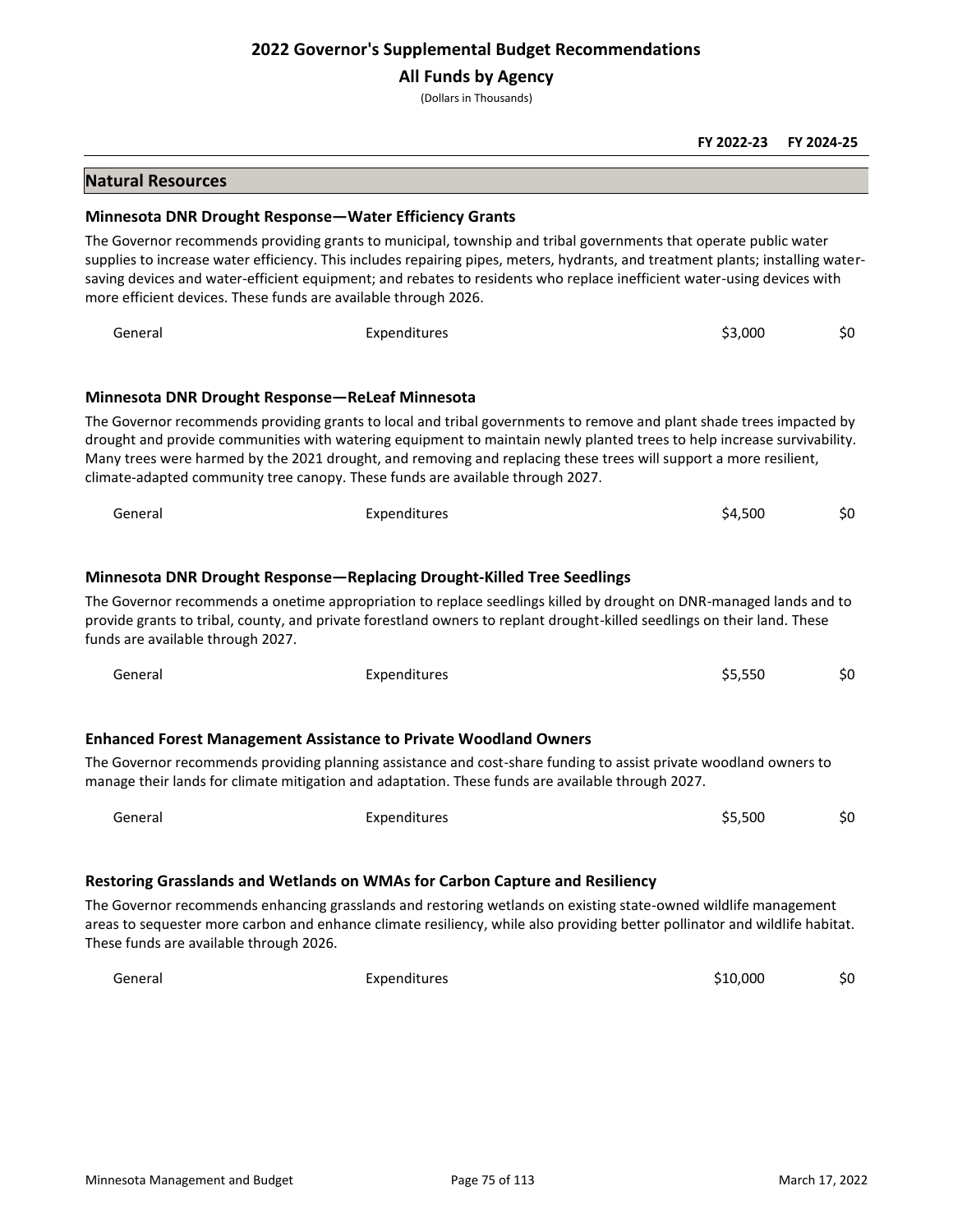# 2022 Governor's Supplemental Budget Recommendations

## All Funds by Agency

(Dollars in Thousands)

| | | FY 2022-23 | FY 2024-25 |
|---|---|---|---|

## Natural Resources

### Minnesota DNR Drought Response—Water Efficiency Grants

The Governor recommends providing grants to municipal, township and tribal governments that operate public water supplies to increase water efficiency. This includes repairing pipes, meters, hydrants, and treatment plants; installing water-saving devices and water-efficient equipment; and rebates to residents who replace inefficient water-using devices with more efficient devices. These funds are available through 2026.

| Fund | Type | FY 2022-23 | FY 2024-25 |
|---|---|---|---|
| General | Expenditures | $3,000 | $0 |

### Minnesota DNR Drought Response—ReLeaf Minnesota

The Governor recommends providing grants to local and tribal governments to remove and plant shade trees impacted by drought and provide communities with watering equipment to maintain newly planted trees to help increase survivability. Many trees were harmed by the 2021 drought, and removing and replacing these trees will support a more resilient, climate-adapted community tree canopy. These funds are available through 2027.

| Fund | Type | FY 2022-23 | FY 2024-25 |
|---|---|---|---|
| General | Expenditures | $4,500 | $0 |

### Minnesota DNR Drought Response—Replacing Drought-Killed Tree Seedlings

The Governor recommends a onetime appropriation to replace seedlings killed by drought on DNR-managed lands and to provide grants to tribal, county, and private forestland owners to replant drought-killed seedlings on their land. These funds are available through 2027.

| Fund | Type | FY 2022-23 | FY 2024-25 |
|---|---|---|---|
| General | Expenditures | $5,550 | $0 |

### Enhanced Forest Management Assistance to Private Woodland Owners

The Governor recommends providing planning assistance and cost-share funding to assist private woodland owners to manage their lands for climate mitigation and adaptation. These funds are available through 2027.

| Fund | Type | FY 2022-23 | FY 2024-25 |
|---|---|---|---|
| General | Expenditures | $5,500 | $0 |

### Restoring Grasslands and Wetlands on WMAs for Carbon Capture and Resiliency

The Governor recommends enhancing grasslands and restoring wetlands on existing state-owned wildlife management areas to sequester more carbon and enhance climate resiliency, while also providing better pollinator and wildlife habitat. These funds are available through 2026.

| Fund | Type | FY 2022-23 | FY 2024-25 |
|---|---|---|---|
| General | Expenditures | $10,000 | $0 |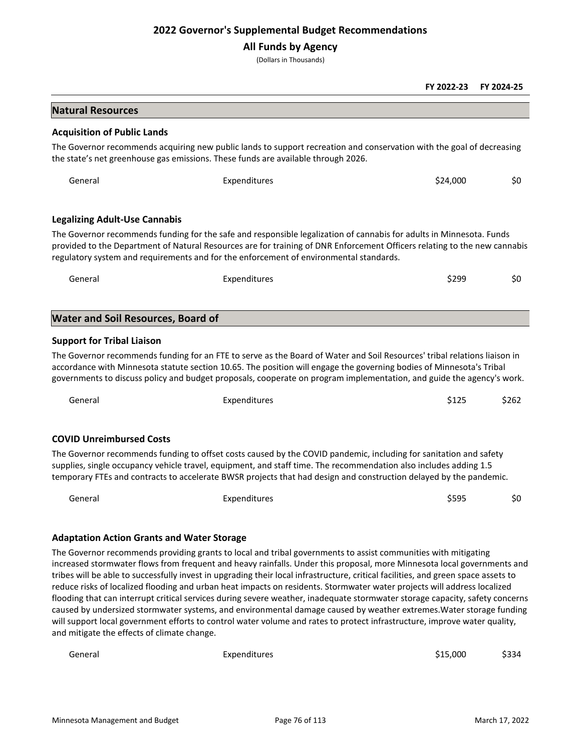# 2022 Governor's Supplemental Budget Recommendations

## All Funds by Agency

(Dollars in Thousands)

| | | FY 2022-23 | FY 2024-25 |
|---|---|---|---|

## Natural Resources

### Acquisition of Public Lands

The Governor recommends acquiring new public lands to support recreation and conservation with the goal of decreasing the state's net greenhouse gas emissions. These funds are available through 2026.

| | | FY 2022-23 | FY 2024-25 |
|---|---|---|---|
| General | Expenditures | $24,000 | $0 |

### Legalizing Adult-Use Cannabis

The Governor recommends funding for the safe and responsible legalization of cannabis for adults in Minnesota. Funds provided to the Department of Natural Resources are for training of DNR Enforcement Officers relating to the new cannabis regulatory system and requirements and for the enforcement of environmental standards.

| | | FY 2022-23 | FY 2024-25 |
|---|---|---|---|
| General | Expenditures | $299 | $0 |

## Water and Soil Resources, Board of

### Support for Tribal Liaison

The Governor recommends funding for an FTE to serve as the Board of Water and Soil Resources' tribal relations liaison in accordance with Minnesota statute section 10.65. The position will engage the governing bodies of Minnesota's Tribal governments to discuss policy and budget proposals, cooperate on program implementation, and guide the agency's work.

| | | FY 2022-23 | FY 2024-25 |
|---|---|---|---|
| General | Expenditures | $125 | $262 |

### COVID Unreimbursed Costs

The Governor recommends funding to offset costs caused by the COVID pandemic, including for sanitation and safety supplies, single occupancy vehicle travel, equipment, and staff time. The recommendation also includes adding 1.5 temporary FTEs and contracts to accelerate BWSR projects that had design and construction delayed by the pandemic.

| | | FY 2022-23 | FY 2024-25 |
|---|---|---|---|
| General | Expenditures | $595 | $0 |

### Adaptation Action Grants and Water Storage

The Governor recommends providing grants to local and tribal governments to assist communities with mitigating increased stormwater flows from frequent and heavy rainfalls. Under this proposal, more Minnesota local governments and tribes will be able to successfully invest in upgrading their local infrastructure, critical facilities, and green space assets to reduce risks of localized flooding and urban heat impacts on residents. Stormwater water projects will address localized flooding that can interrupt critical services during severe weather, inadequate stormwater storage capacity, safety concerns caused by undersized stormwater systems, and environmental damage caused by weather extremes.Water storage funding will support local government efforts to control water volume and rates to protect infrastructure, improve water quality, and mitigate the effects of climate change.

| | | FY 2022-23 | FY 2024-25 |
|---|---|---|---|
| General | Expenditures | $15,000 | $334 |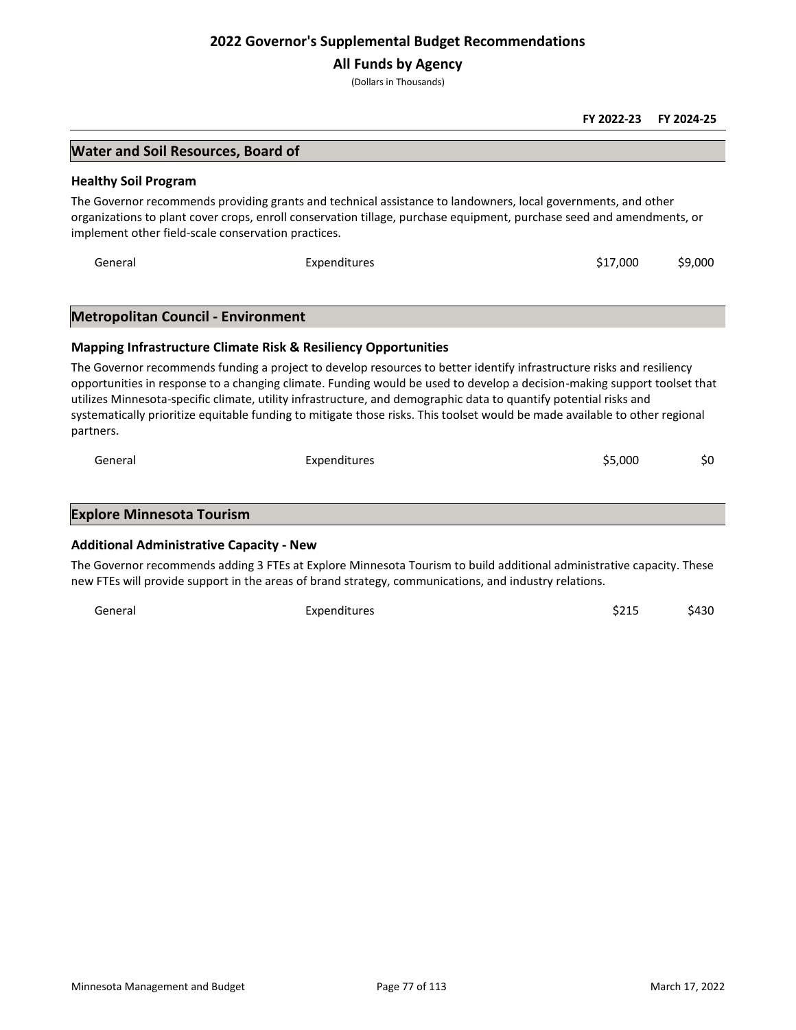# 2022 Governor's Supplemental Budget Recommendations

## All Funds by Agency

(Dollars in Thousands)

| | | FY 2022-23 | FY 2024-25 |
|---|---|---|---|

## Water and Soil Resources, Board of

### Healthy Soil Program

The Governor recommends providing grants and technical assistance to landowners, local governments, and other organizations to plant cover crops, enroll conservation tillage, purchase equipment, purchase seed and amendments, or implement other field-scale conservation practices.

| | | FY 2022-23 | FY 2024-25 |
|---|---|---|---|
| General | Expenditures | $17,000 | $9,000 |

## Metropolitan Council - Environment

### Mapping Infrastructure Climate Risk & Resiliency Opportunities

The Governor recommends funding a project to develop resources to better identify infrastructure risks and resiliency opportunities in response to a changing climate. Funding would be used to develop a decision-making support toolset that utilizes Minnesota-specific climate, utility infrastructure, and demographic data to quantify potential risks and systematically prioritize equitable funding to mitigate those risks. This toolset would be made available to other regional partners.

| | | FY 2022-23 | FY 2024-25 |
|---|---|---|---|
| General | Expenditures | $5,000 | $0 |

## Explore Minnesota Tourism

### Additional Administrative Capacity - New

The Governor recommends adding 3 FTEs at Explore Minnesota Tourism to build additional administrative capacity. These new FTEs will provide support in the areas of brand strategy, communications, and industry relations.

| | | FY 2022-23 | FY 2024-25 |
|---|---|---|---|
| General | Expenditures | $215 | $430 |